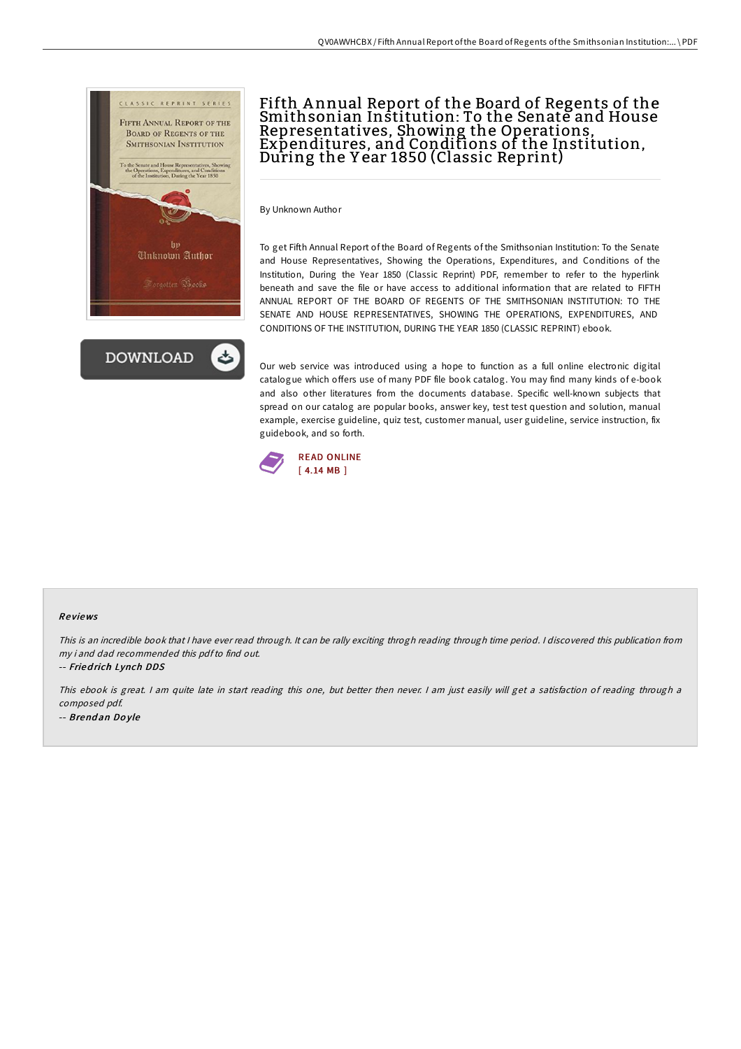# Fifth Annual Report of the Board of Regents of the Smithsonian Institution: To the Senate and House Representatives, Showing the Operations, Expenditures, and Conditions of the Institution, During the Year 1850 (Classic Reprint)

By Unknown Author

To get Fifth Annual Report of the Board of Regents of the Smithsonian Institution: To the Senate and House Representatives, Showing the Operations, Expenditures, and Conditions of the Institution, During the Year 1850 (Classic Reprint) PDF, remember to refer to the hyperlink beneath and save the file or have access to additional information that are related to FIFTH ANNUAL REPORT OF THE BOARD OF REGENTS OF THE SMITHSONIAN INSTITUTION: TO THE SENATE AND HOUSE REPRESENTATIVES, SHOWING THE OPERATIONS, EXPENDITURES, AND CONDITIONS OF THE INSTITUTION, DURING THE YEAR 1850 (CLASSIC REPRINT) ebook.

Our web service was introduced using a hope to function as a full online electronic digital catalogue which offers use of many PDF file book catalog. You may find many kinds of e-book and also other literatures from the documents database. Specific well-known subjects that spread on our catalog are popular books, answer key, test test question and solution, manual example, exercise guideline, quiz test, customer manual, user guideline, service instruction, fix guidebook, and so forth.

READ ONLINE
[ 4.14 MB ]

### Reviews

*This is an incredible book that I have ever read through. It can be rally exciting throgh reading through time period. I discovered this publication from my i and dad recommended this pdf to find out.*

-- ***Friedrich Lynch DDS***

*This ebook is great. I am quite late in start reading this one, but better then never. I am just easily will get a satisfaction of reading through a composed pdf.*

-- ***Brendan Doyle***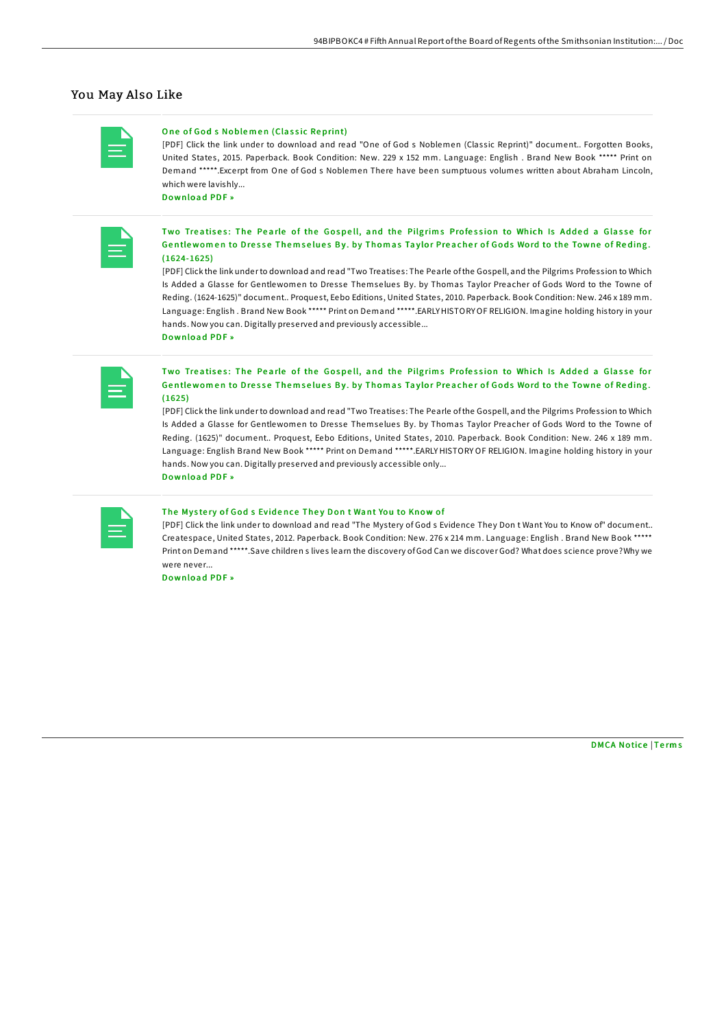## You May Also Like

### One of God s Noblemen (Classic Reprint)

[PDF] Click the link under to download and read "One of God s Noblemen (Classic Reprint)" document.. Forgotten Books, United States, 2015. Paperback. Book Condition: New. 229 x 152 mm. Language: English . Brand New Book ***** Print on Demand *****.Excerpt from One of God s Noblemen There have been sumptuous volumes written about Abraham Lincoln, which were lavishly...

Download PDF »

### Two Treatises: The Pearle of the Gospell, and the Pilgrims Profession to Which Is Added a Glasse for Gentlewomen to Dresse Themselues By. by Thomas Taylor Preacher of Gods Word to the Towne of Reding. (1624-1625)

[PDF] Click the link under to download and read "Two Treatises: The Pearle of the Gospell, and the Pilgrims Profession to Which Is Added a Glasse for Gentlewomen to Dresse Themselues By. by Thomas Taylor Preacher of Gods Word to the Towne of Reding. (1624-1625)" document.. Proquest, Eebo Editions, United States, 2010. Paperback. Book Condition: New. 246 x 189 mm. Language: English . Brand New Book ***** Print on Demand *****.EARLY HISTORY OF RELIGION. Imagine holding history in your hands. Now you can. Digitally preserved and previously accessible...

Download PDF »

### Two Treatises: The Pearle of the Gospell, and the Pilgrims Profession to Which Is Added a Glasse for Gentlewomen to Dresse Themselues By. by Thomas Taylor Preacher of Gods Word to the Towne of Reding. (1625)

[PDF] Click the link under to download and read "Two Treatises: The Pearle of the Gospell, and the Pilgrims Profession to Which Is Added a Glasse for Gentlewomen to Dresse Themselues By. by Thomas Taylor Preacher of Gods Word to the Towne of Reding. (1625)" document.. Proquest, Eebo Editions, United States, 2010. Paperback. Book Condition: New. 246 x 189 mm. Language: English Brand New Book ***** Print on Demand *****.EARLY HISTORY OF RELIGION. Imagine holding history in your hands. Now you can. Digitally preserved and previously accessible only...

Download PDF »

### The Mystery of God s Evidence They Don t Want You to Know of

[PDF] Click the link under to download and read "The Mystery of God s Evidence They Don t Want You to Know of" document.. Createspace, United States, 2012. Paperback. Book Condition: New. 276 x 214 mm. Language: English . Brand New Book ***** Print on Demand *****.Save children s lives learn the discovery of God Can we discover God? What does science prove? Why we were never...

Download PDF »

DMCA Notice | Terms